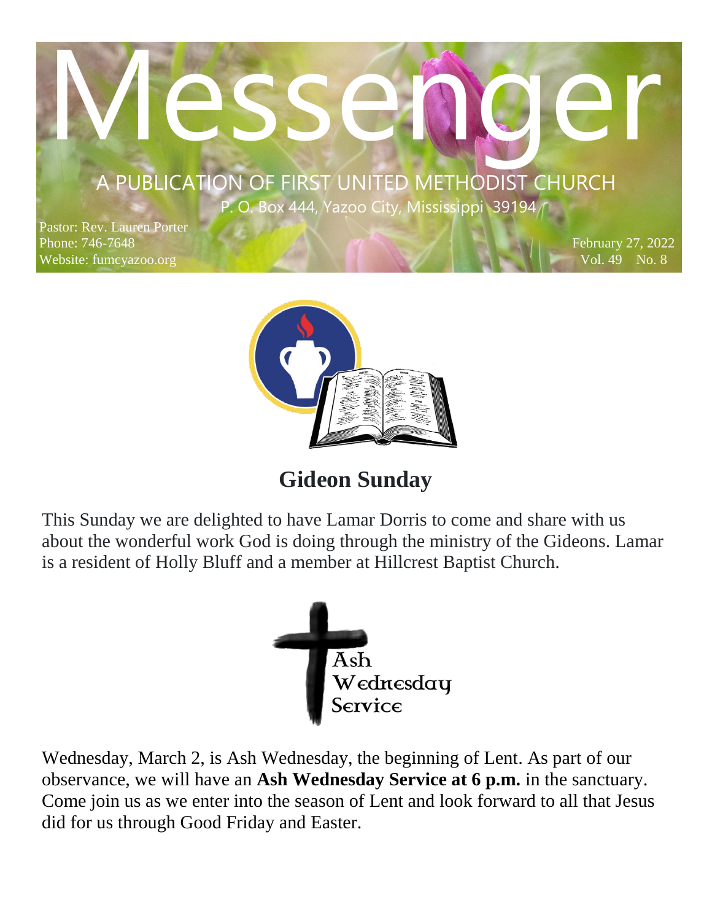# Messenger

A PUBLICATION OF FIRST UNITED METHODIST CHURCH

P. O. Box 444, Yazoo City, Mississippi 39194

Pastor: Rev. Lauren Porter
Phone: 746-7648
Website: fumcyazoo.org

February 27, 2022
Vol. 49 No. 8

## Gideon Sunday

This Sunday we are delighted to have Lamar Dorris to come and share with us about the wonderful work God is doing through the ministry of the Gideons. Lamar is a resident of Holly Bluff and a member at Hillcrest Baptist Church.

## Ash Wednesday Service

Wednesday, March 2, is Ash Wednesday, the beginning of Lent. As part of our observance, we will have an **Ash Wednesday Service at 6 p.m.** in the sanctuary. Come join us as we enter into the season of Lent and look forward to all that Jesus did for us through Good Friday and Easter.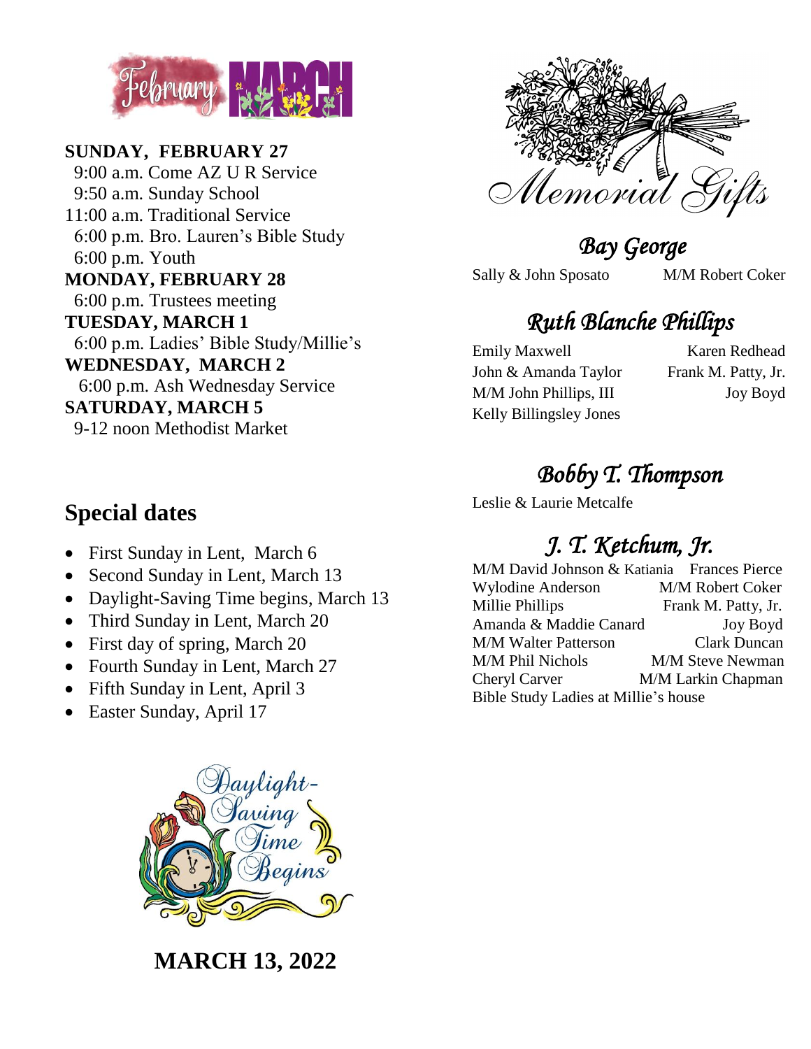February MARCH

**SUNDAY, FEBRUARY 27**
9:00 a.m. Come AZ U R Service
9:50 a.m. Sunday School
11:00 a.m. Traditional Service
6:00 p.m. Bro. Lauren's Bible Study
6:00 p.m. Youth

**MONDAY, FEBRUARY 28**
6:00 p.m. Trustees meeting

**TUESDAY, MARCH 1**
6:00 p.m. Ladies' Bible Study/Millie's

**WEDNESDAY, MARCH 2**
6:00 p.m. Ash Wednesday Service

**SATURDAY, MARCH 5**
9-12 noon Methodist Market

## Special dates

- First Sunday in Lent, March 6
- Second Sunday in Lent, March 13
- Daylight-Saving Time begins, March 13
- Third Sunday in Lent, March 20
- First day of spring, March 20
- Fourth Sunday in Lent, March 27
- Fifth Sunday in Lent, April 3
- Easter Sunday, April 17

Daylight-Saving Time Begins

**MARCH 13, 2022**

# Memorial Gifts

## *Bay George*

Sally & John Sposato
M/M Robert Coker

## *Ruth Blanche Phillips*

Emily Maxwell
Karen Redhead
John & Amanda Taylor
Frank M. Patty, Jr.
M/M John Phillips, III
Joy Boyd
Kelly Billingsley Jones

## *Bobby T. Thompson*

Leslie & Laurie Metcalfe

## *J. T. Ketchum, Jr.*

M/M David Johnson & Katiania
Frances Pierce
Wylodine Anderson
M/M Robert Coker
Millie Phillips
Frank M. Patty, Jr.
Amanda & Maddie Canard
Joy Boyd
M/M Walter Patterson
Clark Duncan
M/M Phil Nichols
M/M Steve Newman
Cheryl Carver
M/M Larkin Chapman
Bible Study Ladies at Millie's house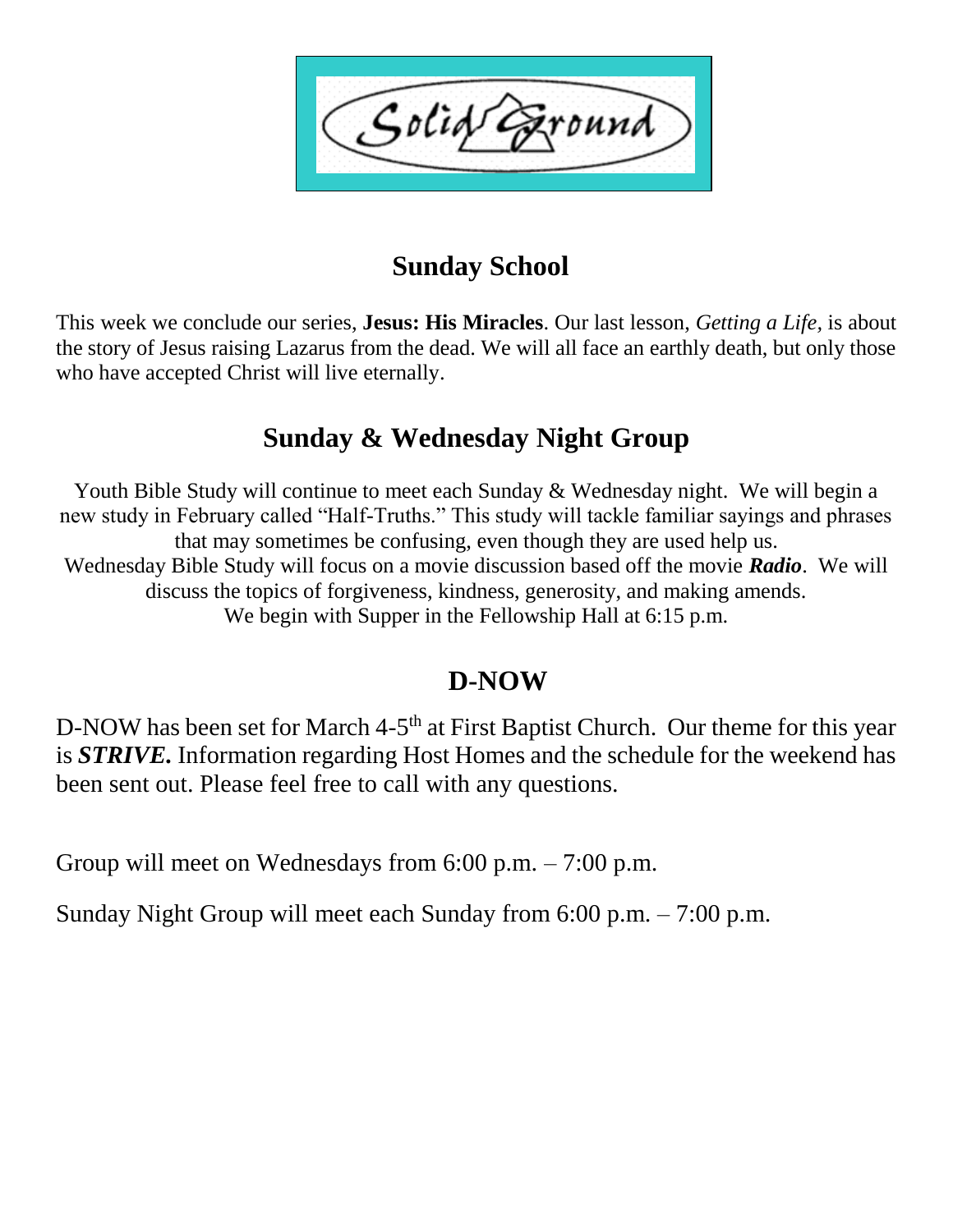# Solid Ground

## Sunday School

This week we conclude our series, **Jesus: His Miracles**. Our last lesson, *Getting a Life*, is about the story of Jesus raising Lazarus from the dead. We will all face an earthly death, but only those who have accepted Christ will live eternally.

## Sunday & Wednesday Night Group

Youth Bible Study will continue to meet each Sunday & Wednesday night. We will begin a new study in February called "Half-Truths." This study will tackle familiar sayings and phrases that may sometimes be confusing, even though they are used help us.

Wednesday Bible Study will focus on a movie discussion based off the movie ***Radio***. We will discuss the topics of forgiveness, kindness, generosity, and making amends.

We begin with Supper in the Fellowship Hall at 6:15 p.m.

## D-NOW

D-NOW has been set for March 4-5th at First Baptist Church. Our theme for this year is ***STRIVE.*** Information regarding Host Homes and the schedule for the weekend has been sent out. Please feel free to call with any questions.

Group will meet on Wednesdays from 6:00 p.m. – 7:00 p.m.

Sunday Night Group will meet each Sunday from 6:00 p.m. – 7:00 p.m.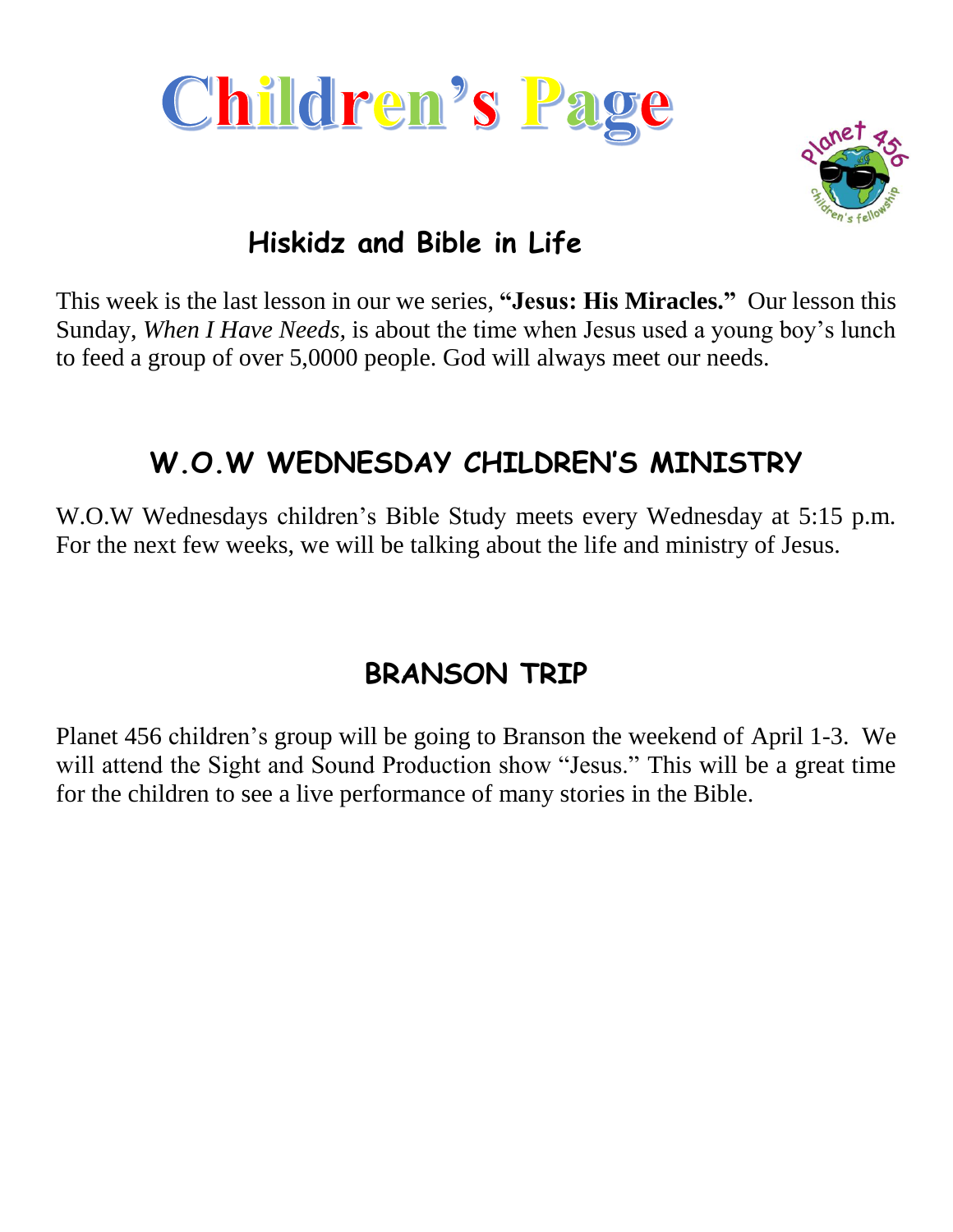# Children's Page

## Hiskidz and Bible in Life

This week is the last lesson in our we series, **"Jesus: His Miracles."** Our lesson this Sunday, *When I Have Needs,* is about the time when Jesus used a young boy's lunch to feed a group of over 5,0000 people. God will always meet our needs.

## W.O.W WEDNESDAY CHILDREN'S MINISTRY

W.O.W Wednesdays children's Bible Study meets every Wednesday at 5:15 p.m. For the next few weeks, we will be talking about the life and ministry of Jesus.

## BRANSON TRIP

Planet 456 children's group will be going to Branson the weekend of April 1-3. We will attend the Sight and Sound Production show "Jesus." This will be a great time for the children to see a live performance of many stories in the Bible.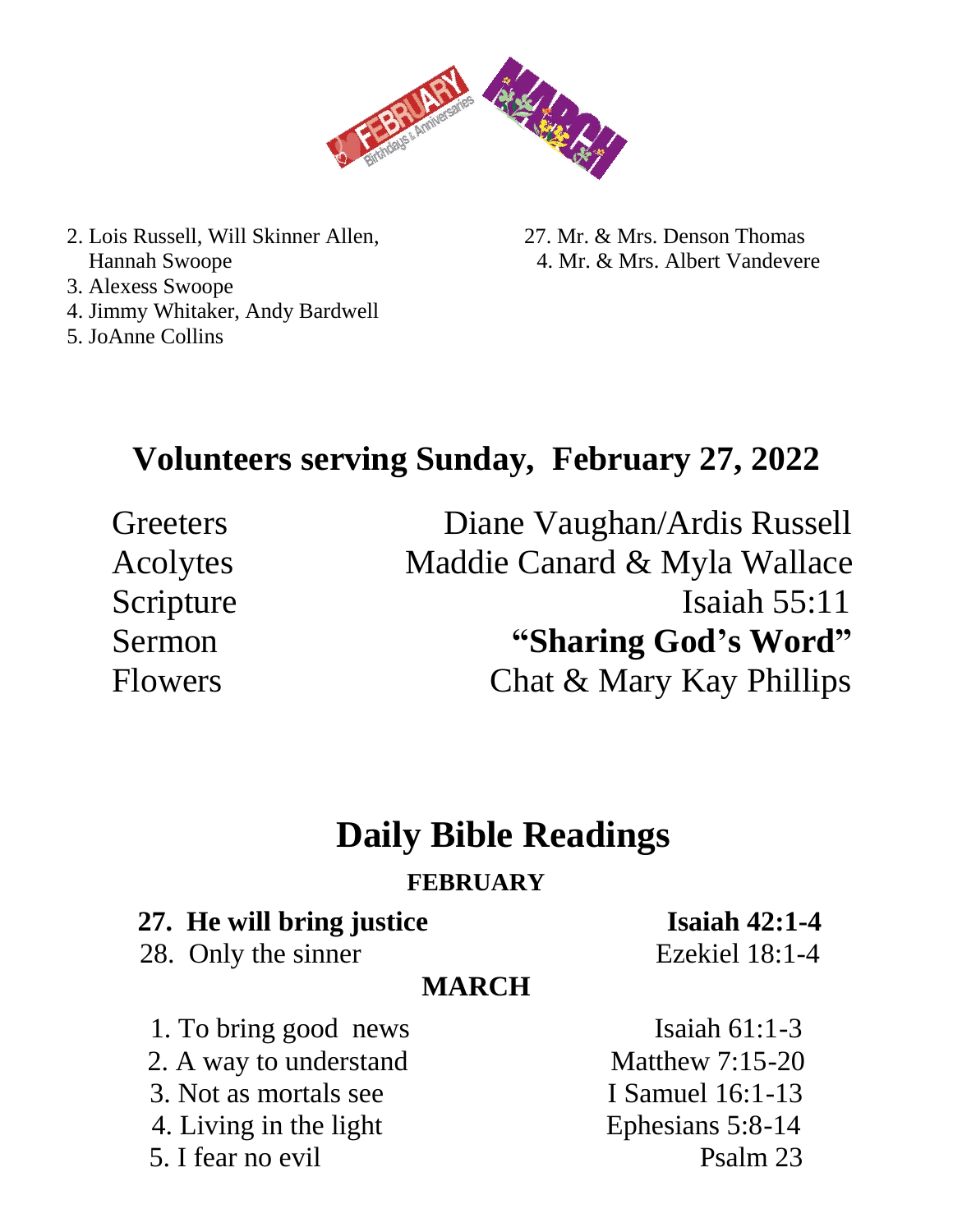FEBRUARY Birthdays & Anniversaries

MARCH

2. Lois Russell, Will Skinner Allen, Hannah Swoope
3. Alexess Swoope
4. Jimmy Whitaker, Andy Bardwell
5. JoAnne Collins

27. Mr. & Mrs. Denson Thomas
4. Mr. & Mrs. Albert Vandevere

# Volunteers serving Sunday, February 27, 2022

| | |
|---|---|
| Greeters | Diane Vaughan/Ardis Russell |
| Acolytes | Maddie Canard & Myla Wallace |
| Scripture | Isaiah 55:11 |
| Sermon | **"Sharing God's Word"** |
| Flowers | Chat & Mary Kay Phillips |

# Daily Bible Readings

**FEBRUARY**

| | |
|---|---|
| **27. He will bring justice** | **Isaiah 42:1-4** |
| 28. Only the sinner | Ezekiel 18:1-4 |

**MARCH**

| | |
|---|---|
| 1. To bring good news | Isaiah 61:1-3 |
| 2. A way to understand | Matthew 7:15-20 |
| 3. Not as mortals see | I Samuel 16:1-13 |
| 4. Living in the light | Ephesians 5:8-14 |
| 5. I fear no evil | Psalm 23 |